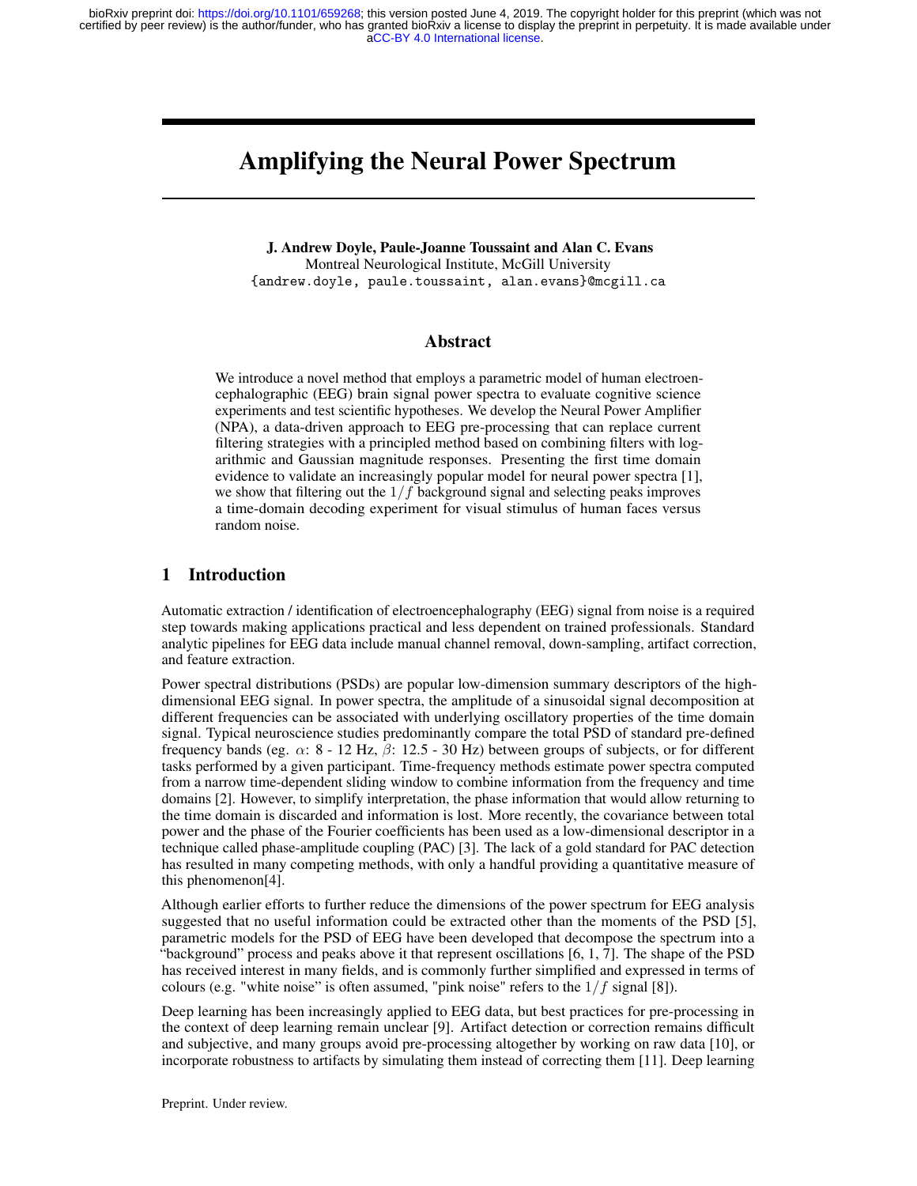# Amplifying the Neural Power Spectrum

**J. Andrew Doyle, Paule-Joanne Toussaint and Alan C. Evans**
Montreal Neurological Institute, McGill University
`{andrew.doyle, paule.toussaint, alan.evans}@mcgill.ca`

## Abstract

We introduce a novel method that employs a parametric model of human electroencephalographic (EEG) brain signal power spectra to evaluate cognitive science experiments and test scientific hypotheses. We develop the Neural Power Amplifier (NPA), a data-driven approach to EEG pre-processing that can replace current filtering strategies with a principled method based on combining filters with logarithmic and Gaussian magnitude responses. Presenting the first time domain evidence to validate an increasingly popular model for neural power spectra [1], we show that filtering out the $1/f$ background signal and selecting peaks improves a time-domain decoding experiment for visual stimulus of human faces versus random noise.

## 1 Introduction

Automatic extraction / identification of electroencephalography (EEG) signal from noise is a required step towards making applications practical and less dependent on trained professionals. Standard analytic pipelines for EEG data include manual channel removal, down-sampling, artifact correction, and feature extraction.

Power spectral distributions (PSDs) are popular low-dimension summary descriptors of the high-dimensional EEG signal. In power spectra, the amplitude of a sinusoidal signal decomposition at different frequencies can be associated with underlying oscillatory properties of the time domain signal. Typical neuroscience studies predominantly compare the total PSD of standard pre-defined frequency bands (eg. $\alpha$: 8 - 12 Hz, $\beta$: 12.5 - 30 Hz) between groups of subjects, or for different tasks performed by a given participant. Time-frequency methods estimate power spectra computed from a narrow time-dependent sliding window to combine information from the frequency and time domains [2]. However, to simplify interpretation, the phase information that would allow returning to the time domain is discarded and information is lost. More recently, the covariance between total power and the phase of the Fourier coefficients has been used as a low-dimensional descriptor in a technique called phase-amplitude coupling (PAC) [3]. The lack of a gold standard for PAC detection has resulted in many competing methods, with only a handful providing a quantitative measure of this phenomenon[4].

Although earlier efforts to further reduce the dimensions of the power spectrum for EEG analysis suggested that no useful information could be extracted other than the moments of the PSD [5], parametric models for the PSD of EEG have been developed that decompose the spectrum into a "background" process and peaks above it that represent oscillations [6, 1, 7]. The shape of the PSD has received interest in many fields, and is commonly further simplified and expressed in terms of colours (e.g. "white noise" is often assumed, "pink noise" refers to the $1/f$ signal [8]).

Deep learning has been increasingly applied to EEG data, but best practices for pre-processing in the context of deep learning remain unclear [9]. Artifact detection or correction remains difficult and subjective, and many groups avoid pre-processing altogether by working on raw data [10], or incorporate robustness to artifacts by simulating them instead of correcting them [11]. Deep learning

Preprint. Under review.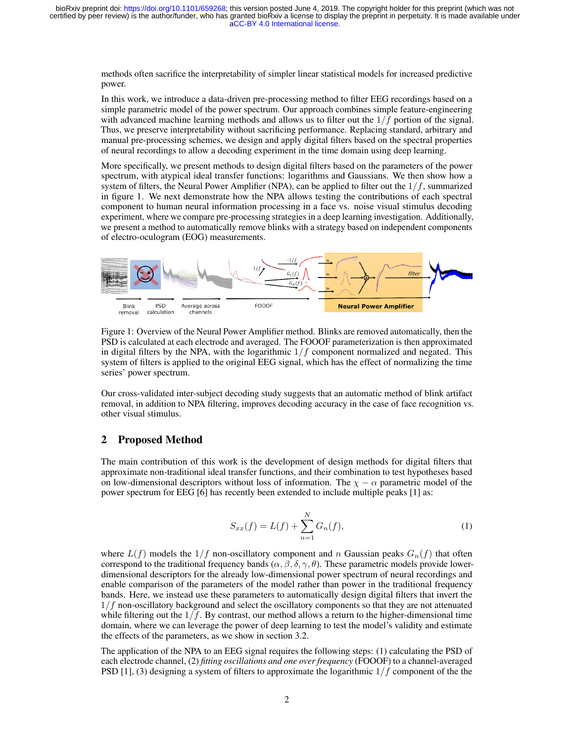methods often sacrifice the interpretability of simpler linear statistical models for increased predictive power.

In this work, we introduce a data-driven pre-processing method to filter EEG recordings based on a simple parametric model of the power spectrum. Our approach combines simple feature-engineering with advanced machine learning methods and allows us to filter out the $1/f$ portion of the signal. Thus, we preserve interpretability without sacrificing performance. Replacing standard, arbitrary and manual pre-processing schemes, we design and apply digital filters based on the spectral properties of neural recordings to allow a decoding experiment in the time domain using deep learning.

More specifically, we present methods to design digital filters based on the parameters of the power spectrum, with atypical ideal transfer functions: logarithms and Gaussians. We then show how a system of filters, the Neural Power Amplifier (NPA), can be applied to filter out the $1/f$, summarized in figure 1. We next demonstrate how the NPA allows testing the contributions of each spectral component to human neural information processing in a face vs. noise visual stimulus decoding experiment, where we compare pre-processing strategies in a deep learning investigation. Additionally, we present a method to automatically remove blinks with a strategy based on independent components of electro-oculogram (EOG) measurements.

Figure 1: Overview of the Neural Power Amplifier method. Blinks are removed automatically, then the PSD is calculated at each electrode and averaged. The FOOOF parameterization is then approximated in digital filters by the NPA, with the logarithmic $1/f$ component normalized and negated. This system of filters is applied to the original EEG signal, which has the effect of normalizing the time series' power spectrum.

Our cross-validated inter-subject decoding study suggests that an automatic method of blink artifact removal, in addition to NPA filtering, improves decoding accuracy in the case of face recognition vs. other visual stimulus.

## 2 Proposed Method

The main contribution of this work is the development of design methods for digital filters that approximate non-traditional ideal transfer functions, and their combination to test hypotheses based on low-dimensional descriptors without loss of information. The $\chi - \alpha$ parametric model of the power spectrum for EEG [6] has recently been extended to include multiple peaks [1] as:

$$S_{xx}(f) = L(f) + \sum_{n=1}^{N} G_n(f), \tag{1}$$

where $L(f)$ models the $1/f$ non-oscillatory component and $n$ Gaussian peaks $G_n(f)$ that often correspond to the traditional frequency bands ($\alpha, \beta, \delta, \gamma, \theta$). These parametric models provide lower-dimensional descriptors for the already low-dimensional power spectrum of neural recordings and enable comparison of the parameters of the model rather than power in the traditional frequency bands. Here, we instead use these parameters to automatically design digital filters that invert the $1/f$ non-oscillatory background and select the oscillatory components so that they are not attenuated while filtering out the $1/f$. By contrast, our method allows a return to the higher-dimensional time domain, where we can leverage the power of deep learning to test the model's validity and estimate the effects of the parameters, as we show in section 3.2.

The application of the NPA to an EEG signal requires the following steps: (1) calculating the PSD of each electrode channel, (2) *fitting oscillations and one over frequency* (FOOOF) to a channel-averaged PSD [1], (3) designing a system of filters to approximate the logarithmic $1/f$ component of the the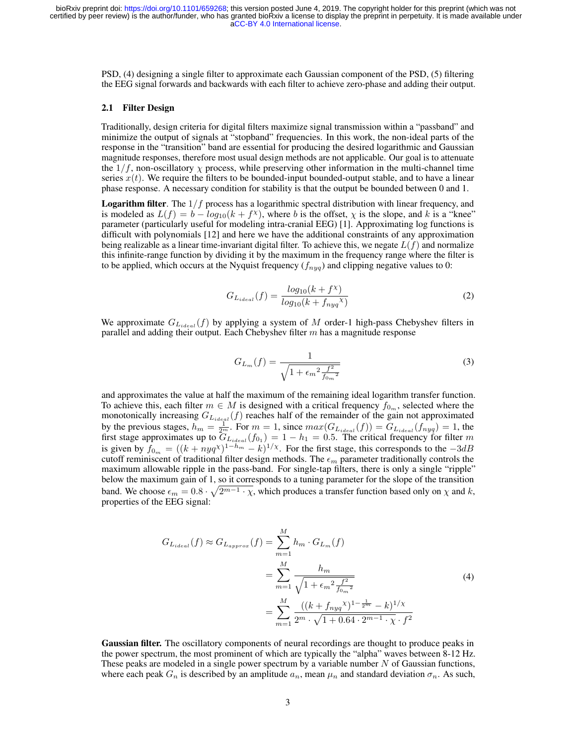PSD, (4) designing a single filter to approximate each Gaussian component of the PSD, (5) filtering the EEG signal forwards and backwards with each filter to achieve zero-phase and adding their output.

### 2.1 Filter Design

Traditionally, design criteria for digital filters maximize signal transmission within a "passband" and minimize the output of signals at "stopband" frequencies. In this work, the non-ideal parts of the response in the "transition" band are essential for producing the desired logarithmic and Gaussian magnitude responses, therefore most usual design methods are not applicable. Our goal is to attenuate the $1/f$, non-oscillatory $\chi$ process, while preserving other information in the multi-channel time series $x(t)$. We require the filters to be bounded-input bounded-output stable, and to have a linear phase response. A necessary condition for stability is that the output be bounded between 0 and 1.

**Logarithm filter**. The $1/f$ process has a logarithmic spectral distribution with linear frequency, and is modeled as $L(f) = b - log_{10}(k + f^{\chi})$, where $b$ is the offset, $\chi$ is the slope, and $k$ is a "knee" parameter (particularly useful for modeling intra-cranial EEG) [1]. Approximating log functions is difficult with polynomials [12] and here we have the additional constraints of any approximation being realizable as a linear time-invariant digital filter. To achieve this, we negate $L(f)$ and normalize this infinite-range function by dividing it by the maximum in the frequency range where the filter is to be applied, which occurs at the Nyquist frequency ($f_{nyq}$) and clipping negative values to 0:

$$G_{L_{ideal}}(f) = \frac{log_{10}(k + f^{\chi})}{log_{10}(k + f_{nyq}{}^{\chi})} \tag{2}$$

We approximate $G_{L_{ideal}}(f)$ by applying a system of $M$ order-1 high-pass Chebyshev filters in parallel and adding their output. Each Chebyshev filter $m$ has a magnitude response

$$G_{L_m}(f) = \frac{1}{\sqrt{1 + {\epsilon_m}^2 \frac{f^2}{{f_{0_m}}^2}}} \tag{3}$$

and approximates the value at half the maximum of the remaining ideal logarithm transfer function. To achieve this, each filter $m \in M$ is designed with a critical frequency $f_{0_m}$, selected where the monotonically increasing $G_{L_{ideal}}(f)$ reaches half of the remainder of the gain not approximated by the previous stages, $h_m = \frac{1}{2^m}$. For $m = 1$, since $max(G_{L_{ideal}}(f)) = G_{L_{ideal}}(f_{nyq}) = 1$, the first stage approximates up to $G_{L_{ideal}}(f_{0_1}) = 1 - h_1 = 0.5$. The critical frequency for filter $m$ is given by $f_{0_m} = ((k + nyq^{\chi})^{1-h_m} - k)^{1/\chi}$. For the first stage, this corresponds to the $-3dB$ cutoff reminiscent of traditional filter design methods. The $\epsilon_m$ parameter traditionally controls the maximum allowable ripple in the pass-band. For single-tap filters, there is only a single "ripple" below the maximum gain of 1, so it corresponds to a tuning parameter for the slope of the transition band. We choose $\epsilon_m = 0.8 \cdot \sqrt{2^{m-1} \cdot \chi}$, which produces a transfer function based only on $\chi$ and $k$, properties of the EEG signal:

$$\begin{aligned} G_{L_{ideal}}(f) \approx G_{L_{approx}}(f) &= \sum_{m=1}^{M} h_m \cdot G_{L_m}(f) \\ &= \sum_{m=1}^{M} \frac{h_m}{\sqrt{1 + {\epsilon_m}^2 \frac{f^2}{{f_{0_m}}^2}}} \\ &= \sum_{m=1}^{M} \frac{((k + f_{nyq}{}^{\chi})^{1-\frac{1}{2^m}} - k)^{1/\chi}}{2^m \cdot \sqrt{1 + 0.64 \cdot 2^{m-1} \cdot \chi} \cdot f^2} \end{aligned} \tag{4}$$

**Gaussian filter.** The oscillatory components of neural recordings are thought to produce peaks in the power spectrum, the most prominent of which are typically the "alpha" waves between 8-12 Hz. These peaks are modeled in a single power spectrum by a variable number $N$ of Gaussian functions, where each peak $G_n$ is described by an amplitude $a_n$, mean $\mu_n$ and standard deviation $\sigma_n$. As such,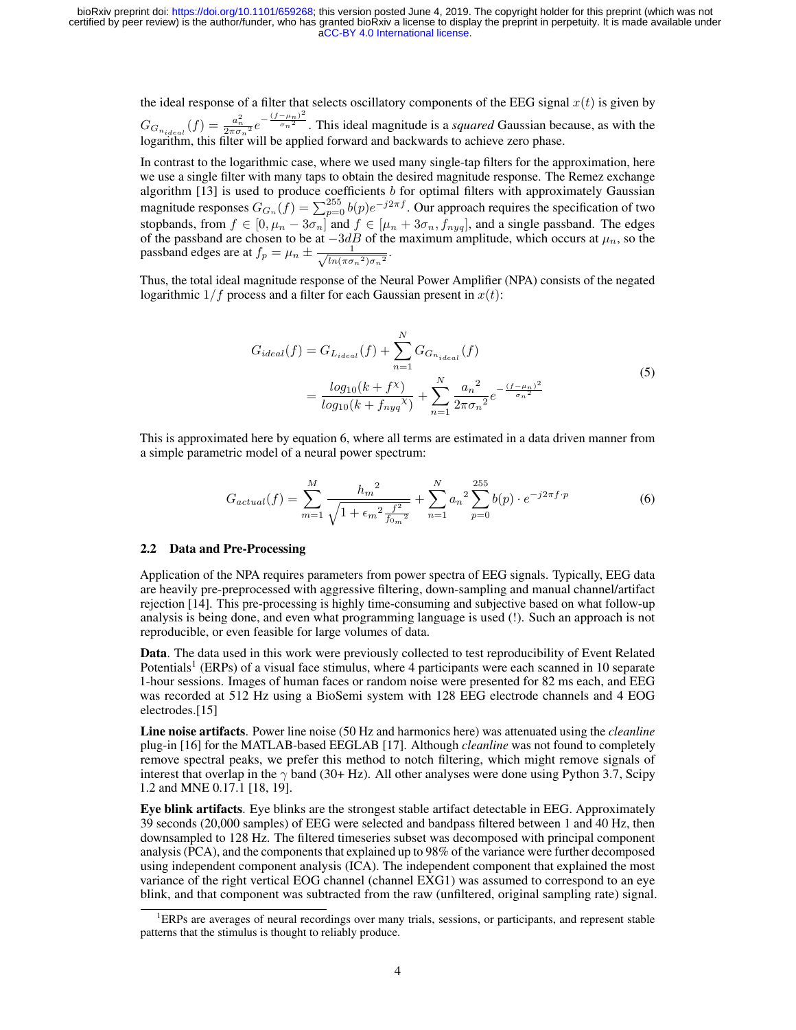the ideal response of a filter that selects oscillatory components of the EEG signal $x(t)$ is given by $G_{G_{n_{ideal}}}(f) = \frac{a_n^2}{2\pi\sigma_n{}^2}e^{-\frac{(f-\mu_n)^2}{\sigma_n{}^2}}$. This ideal magnitude is a *squared* Gaussian because, as with the logarithm, this filter will be applied forward and backwards to achieve zero phase.

In contrast to the logarithmic case, where we used many single-tap filters for the approximation, here we use a single filter with many taps to obtain the desired magnitude response. The Remez exchange algorithm [13] is used to produce coefficients $b$ for optimal filters with approximately Gaussian magnitude responses $G_{G_n}(f) = \sum_{p=0}^{255} b(p)e^{-j2\pi f}$. Our approach requires the specification of two stopbands, from $f \in [0, \mu_n - 3\sigma_n]$ and $f \in [\mu_n + 3\sigma_n, f_{nyq}]$, and a single passband. The edges of the passband are chosen to be at $-3dB$ of the maximum amplitude, which occurs at $\mu_n$, so the passband edges are at $f_p = \mu_n \pm \frac{1}{\sqrt{ln(\pi\sigma_n{}^2)\sigma_n{}^2}}$.

Thus, the total ideal magnitude response of the Neural Power Amplifier (NPA) consists of the negated logarithmic $1/f$ process and a filter for each Gaussian present in $x(t)$:

$$
\begin{aligned}
G_{ideal}(f) &= G_{L_{ideal}}(f) + \sum_{n=1}^{N} G_{G_{n_{ideal}}}(f) \\
&= \frac{log_{10}(k + f^{\chi})}{log_{10}(k + f_{nyq}{}^{\chi})} + \sum_{n=1}^{N} \frac{a_n{}^2}{2\pi\sigma_n{}^2} e^{-\frac{(f-\mu_n)^2}{\sigma_n{}^2}}
\end{aligned}
\tag{5}
$$

This is approximated here by equation 6, where all terms are estimated in a data driven manner from a simple parametric model of a neural power spectrum:

$$
G_{actual}(f) = \sum_{m=1}^{M} \frac{h_m{}^2}{\sqrt{1 + \epsilon_m{}^2 \frac{f^2}{f_{0_m}{}^2}}} + \sum_{n=1}^{N} a_n{}^2 \sum_{p=0}^{255} b(p) \cdot e^{-j2\pi f \cdot p} \tag{6}
$$

### 2.2 Data and Pre-Processing

Application of the NPA requires parameters from power spectra of EEG signals. Typically, EEG data are heavily pre-preprocessed with aggressive filtering, down-sampling and manual channel/artifact rejection [14]. This pre-processing is highly time-consuming and subjective based on what follow-up analysis is being done, and even what programming language is used (!). Such an approach is not reproducible, or even feasible for large volumes of data.

**Data**. The data used in this work were previously collected to test reproducibility of Event Related Potentials[1] (ERPs) of a visual face stimulus, where 4 participants were each scanned in 10 separate 1-hour sessions. Images of human faces or random noise were presented for 82 ms each, and EEG was recorded at 512 Hz using a BioSemi system with 128 EEG electrode channels and 4 EOG electrodes.[15]

**Line noise artifacts**. Power line noise (50 Hz and harmonics here) was attenuated using the *cleanline* plug-in [16] for the MATLAB-based EEGLAB [17]. Although *cleanline* was not found to completely remove spectral peaks, we prefer this method to notch filtering, which might remove signals of interest that overlap in the $\gamma$ band (30+ Hz). All other analyses were done using Python 3.7, Scipy 1.2 and MNE 0.17.1 [18, 19].

**Eye blink artifacts**. Eye blinks are the strongest stable artifact detectable in EEG. Approximately 39 seconds (20,000 samples) of EEG were selected and bandpass filtered between 1 and 40 Hz, then downsampled to 128 Hz. The filtered timeseries subset was decomposed with principal component analysis (PCA), and the components that explained up to 98% of the variance were further decomposed using independent component analysis (ICA). The independent component that explained the most variance of the right vertical EOG channel (channel EXG1) was assumed to correspond to an eye blink, and that component was subtracted from the raw (unfiltered, original sampling rate) signal.

[1] ERPs are averages of neural recordings over many trials, sessions, or participants, and represent stable patterns that the stimulus is thought to reliably produce.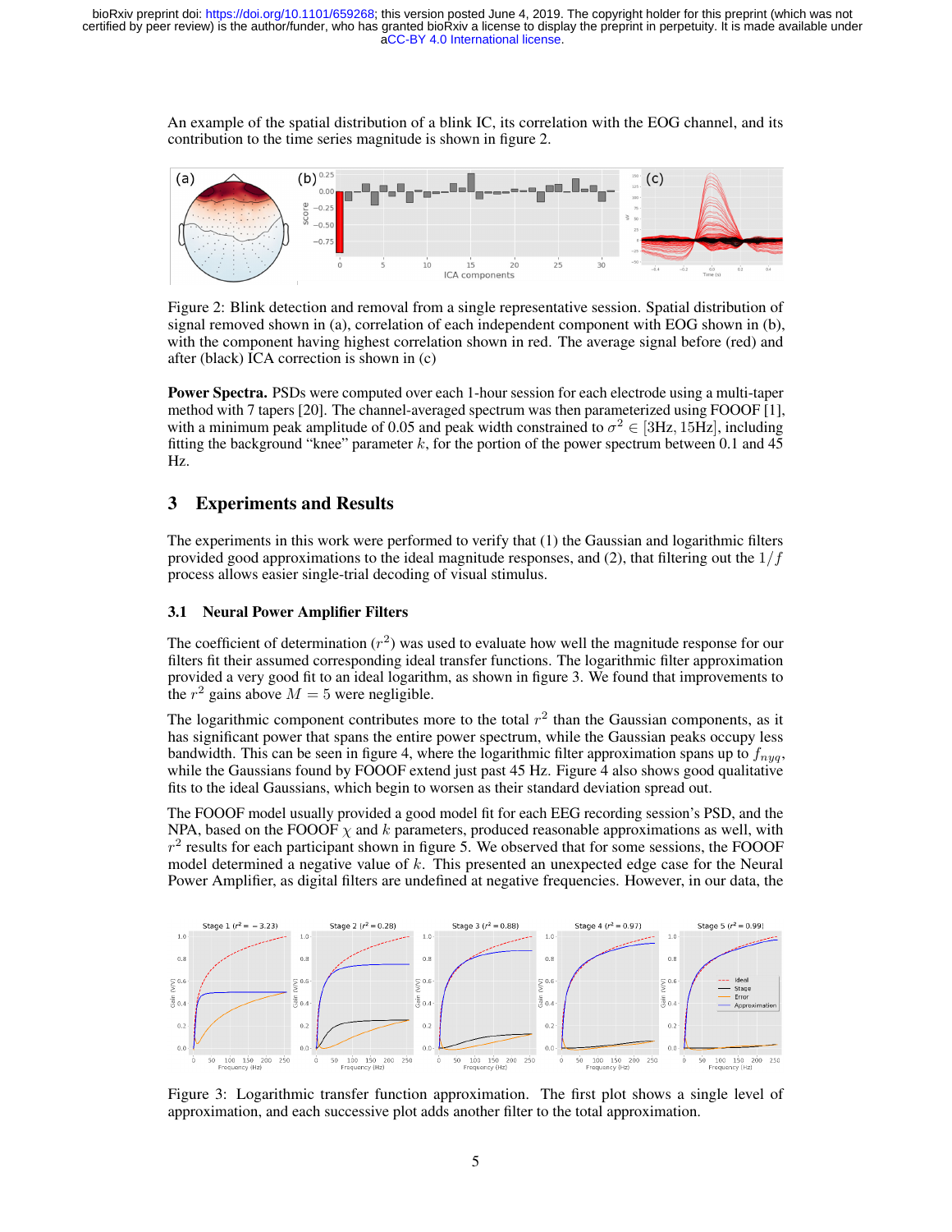An example of the spatial distribution of a blink IC, its correlation with the EOG channel, and its contribution to the time series magnitude is shown in figure 2.

Figure 2: Blink detection and removal from a single representative session. Spatial distribution of signal removed shown in (a), correlation of each independent component with EOG shown in (b), with the component having highest correlation shown in red. The average signal before (red) and after (black) ICA correction is shown in (c)

**Power Spectra.** PSDs were computed over each 1-hour session for each electrode using a multi-taper method with 7 tapers [20]. The channel-averaged spectrum was then parameterized using FOOOF [1], with a minimum peak amplitude of 0.05 and peak width constrained to $\sigma^2 \in [3\text{Hz}, 15\text{Hz}]$, including fitting the background "knee" parameter $k$, for the portion of the power spectrum between 0.1 and 45 Hz.

## 3 Experiments and Results

The experiments in this work were performed to verify that (1) the Gaussian and logarithmic filters provided good approximations to the ideal magnitude responses, and (2), that filtering out the $1/f$ process allows easier single-trial decoding of visual stimulus.

### 3.1 Neural Power Amplifier Filters

The coefficient of determination ($r^2$) was used to evaluate how well the magnitude response for our filters fit their assumed corresponding ideal transfer functions. The logarithmic filter approximation provided a very good fit to an ideal logarithm, as shown in figure 3. We found that improvements to the $r^2$ gains above $M = 5$ were negligible.

The logarithmic component contributes more to the total $r^2$ than the Gaussian components, as it has significant power that spans the entire power spectrum, while the Gaussian peaks occupy less bandwidth. This can be seen in figure 4, where the logarithmic filter approximation spans up to $f_{nyq}$, while the Gaussians found by FOOOF extend just past 45 Hz. Figure 4 also shows good qualitative fits to the ideal Gaussians, which begin to worsen as their standard deviation spread out.

The FOOOF model usually provided a good model fit for each EEG recording session's PSD, and the NPA, based on the FOOOF $\chi$ and $k$ parameters, produced reasonable approximations as well, with $r^2$ results for each participant shown in figure 5. We observed that for some sessions, the FOOOF model determined a negative value of $k$. This presented an unexpected edge case for the Neural Power Amplifier, as digital filters are undefined at negative frequencies. However, in our data, the

Figure 3: Logarithmic transfer function approximation. The first plot shows a single level of approximation, and each successive plot adds another filter to the total approximation.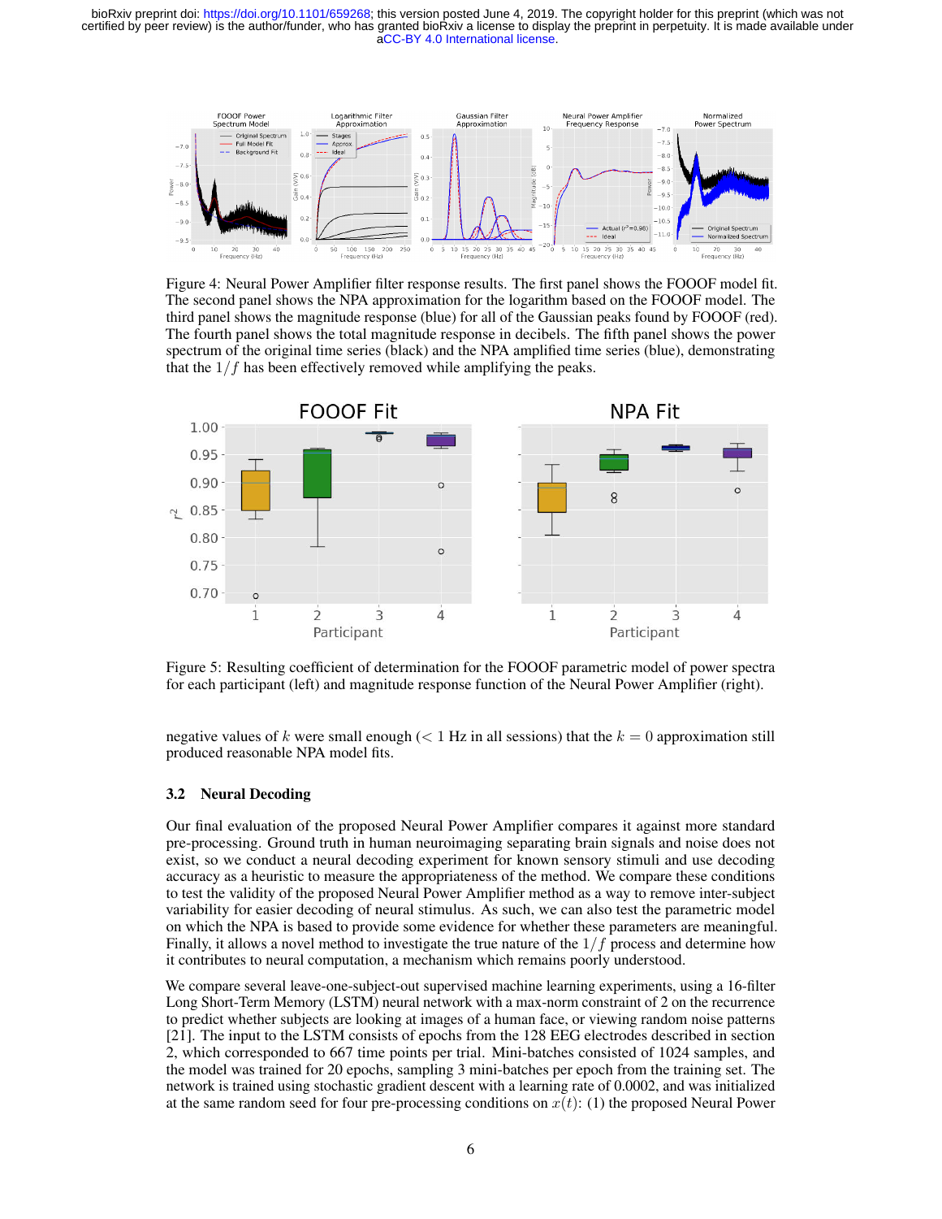Figure 4: Neural Power Amplifier filter response results. The first panel shows the FOOOF model fit. The second panel shows the NPA approximation for the logarithm based on the FOOOF model. The third panel shows the magnitude response (blue) for all of the Gaussian peaks found by FOOOF (red). The fourth panel shows the total magnitude response in decibels. The fifth panel shows the power spectrum of the original time series (black) and the NPA amplified time series (blue), demonstrating that the $1/f$ has been effectively removed while amplifying the peaks.

Figure 5: Resulting coefficient of determination for the FOOOF parametric model of power spectra for each participant (left) and magnitude response function of the Neural Power Amplifier (right).

negative values of $k$ were small enough ($< 1$ Hz in all sessions) that the $k = 0$ approximation still produced reasonable NPA model fits.

### 3.2 Neural Decoding

Our final evaluation of the proposed Neural Power Amplifier compares it against more standard pre-processing. Ground truth in human neuroimaging separating brain signals and noise does not exist, so we conduct a neural decoding experiment for known sensory stimuli and use decoding accuracy as a heuristic to measure the appropriateness of the method. We compare these conditions to test the validity of the proposed Neural Power Amplifier method as a way to remove inter-subject variability for easier decoding of neural stimulus. As such, we can also test the parametric model on which the NPA is based to provide some evidence for whether these parameters are meaningful. Finally, it allows a novel method to investigate the true nature of the $1/f$ process and determine how it contributes to neural computation, a mechanism which remains poorly understood.

We compare several leave-one-subject-out supervised machine learning experiments, using a 16-filter Long Short-Term Memory (LSTM) neural network with a max-norm constraint of 2 on the recurrence to predict whether subjects are looking at images of a human face, or viewing random noise patterns [21]. The input to the LSTM consists of epochs from the 128 EEG electrodes described in section 2, which corresponded to 667 time points per trial. Mini-batches consisted of 1024 samples, and the model was trained for 20 epochs, sampling 3 mini-batches per epoch from the training set. The network is trained using stochastic gradient descent with a learning rate of 0.0002, and was initialized at the same random seed for four pre-processing conditions on $x(t)$: (1) the proposed Neural Power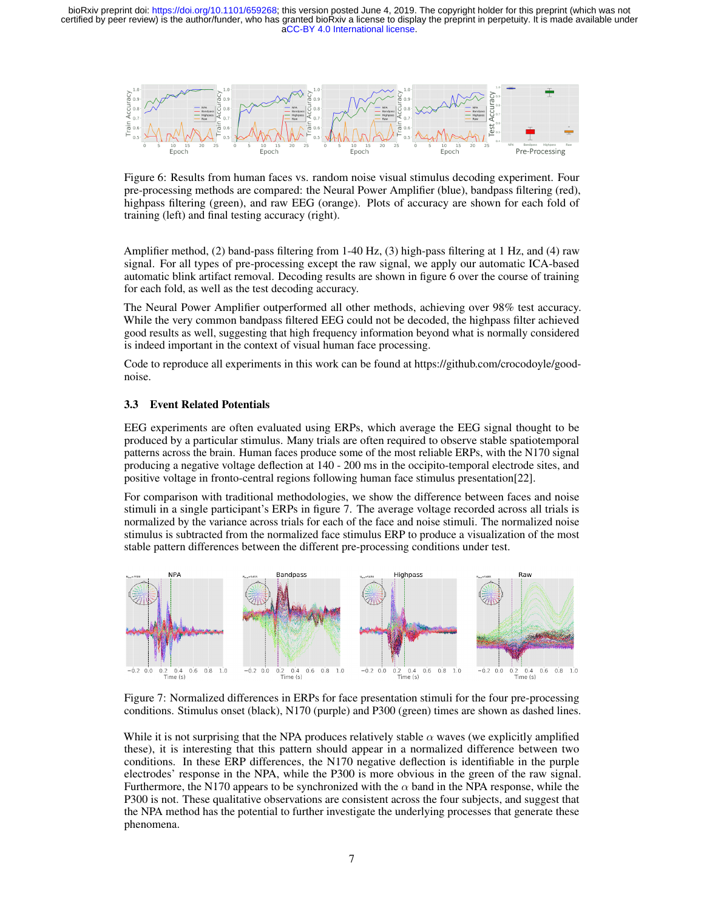Figure 6: Results from human faces vs. random noise visual stimulus decoding experiment. Four pre-processing methods are compared: the Neural Power Amplifier (blue), bandpass filtering (red), highpass filtering (green), and raw EEG (orange). Plots of accuracy are shown for each fold of training (left) and final testing accuracy (right).

Amplifier method, (2) band-pass filtering from 1-40 Hz, (3) high-pass filtering at 1 Hz, and (4) raw signal. For all types of pre-processing except the raw signal, we apply our automatic ICA-based automatic blink artifact removal. Decoding results are shown in figure 6 over the course of training for each fold, as well as the test decoding accuracy.

The Neural Power Amplifier outperformed all other methods, achieving over 98% test accuracy. While the very common bandpass filtered EEG could not be decoded, the highpass filter achieved good results as well, suggesting that high frequency information beyond what is normally considered is indeed important in the context of visual human face processing.

Code to reproduce all experiments in this work can be found at https://github.com/crocodoyle/good-noise.

### 3.3 Event Related Potentials

EEG experiments are often evaluated using ERPs, which average the EEG signal thought to be produced by a particular stimulus. Many trials are often required to observe stable spatiotemporal patterns across the brain. Human faces produce some of the most reliable ERPs, with the N170 signal producing a negative voltage deflection at 140 - 200 ms in the occipito-temporal electrode sites, and positive voltage in fronto-central regions following human face stimulus presentation[22].

For comparison with traditional methodologies, we show the difference between faces and noise stimuli in a single participant's ERPs in figure 7. The average voltage recorded across all trials is normalized by the variance across trials for each of the face and noise stimuli. The normalized noise stimulus is subtracted from the normalized face stimulus ERP to produce a visualization of the most stable pattern differences between the different pre-processing conditions under test.

Figure 7: Normalized differences in ERPs for face presentation stimuli for the four pre-processing conditions. Stimulus onset (black), N170 (purple) and P300 (green) times are shown as dashed lines.

While it is not surprising that the NPA produces relatively stable $\alpha$ waves (we explicitly amplified these), it is interesting that this pattern should appear in a normalized difference between two conditions. In these ERP differences, the N170 negative deflection is identifiable in the purple electrodes' response in the NPA, while the P300 is more obvious in the green of the raw signal. Furthermore, the N170 appears to be synchronized with the $\alpha$ band in the NPA response, while the P300 is not. These qualitative observations are consistent across the four subjects, and suggest that the NPA method has the potential to further investigate the underlying processes that generate these phenomena.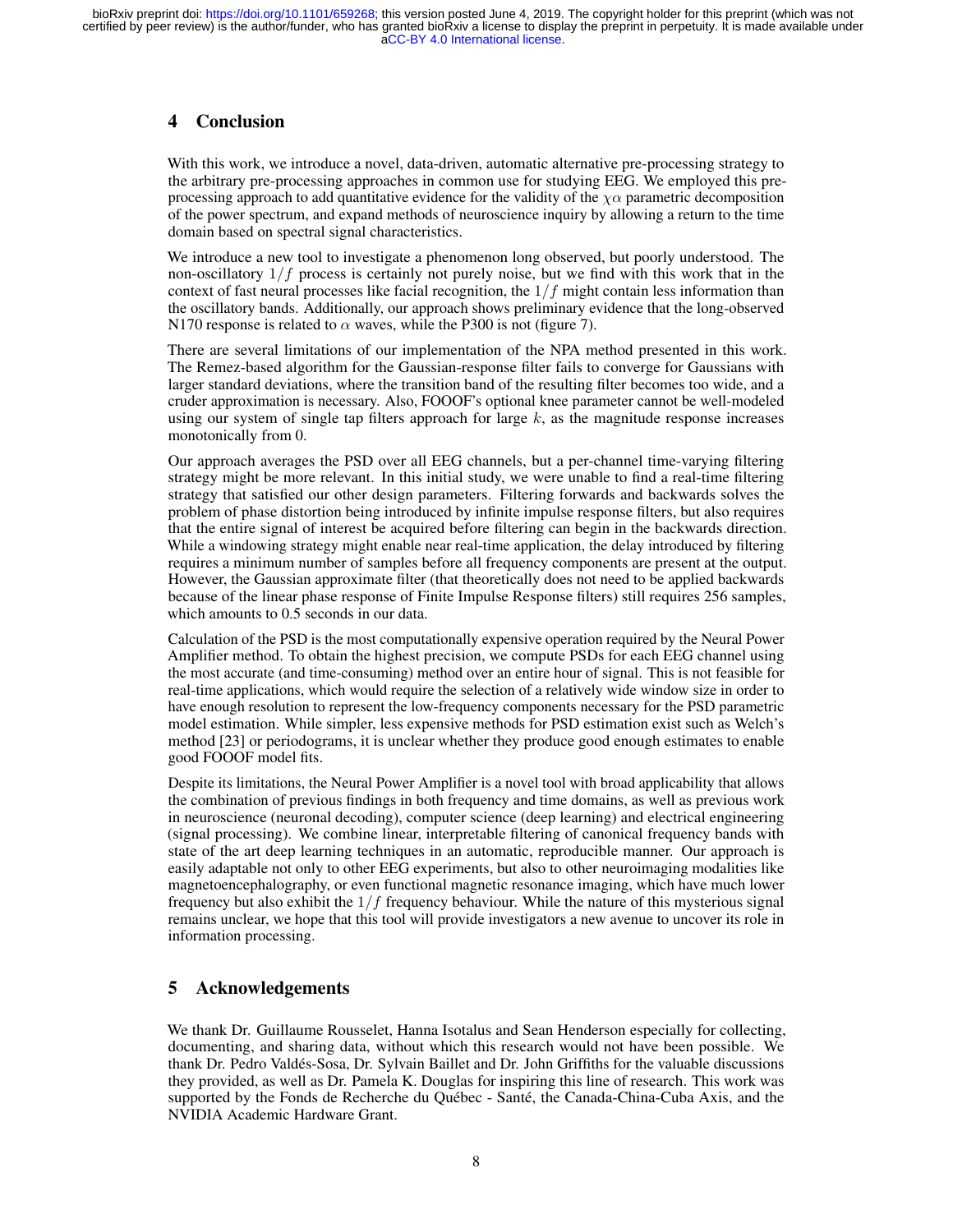## 4 Conclusion

With this work, we introduce a novel, data-driven, automatic alternative pre-processing strategy to the arbitrary pre-processing approaches in common use for studying EEG. We employed this pre-processing approach to add quantitative evidence for the validity of the $\chi\alpha$ parametric decomposition of the power spectrum, and expand methods of neuroscience inquiry by allowing a return to the time domain based on spectral signal characteristics.

We introduce a new tool to investigate a phenomenon long observed, but poorly understood. The non-oscillatory $1/f$ process is certainly not purely noise, but we find with this work that in the context of fast neural processes like facial recognition, the $1/f$ might contain less information than the oscillatory bands. Additionally, our approach shows preliminary evidence that the long-observed N170 response is related to $\alpha$ waves, while the P300 is not (figure 7).

There are several limitations of our implementation of the NPA method presented in this work. The Remez-based algorithm for the Gaussian-response filter fails to converge for Gaussians with larger standard deviations, where the transition band of the resulting filter becomes too wide, and a cruder approximation is necessary. Also, FOOOF's optional knee parameter cannot be well-modeled using our system of single tap filters approach for large $k$, as the magnitude response increases monotonically from 0.

Our approach averages the PSD over all EEG channels, but a per-channel time-varying filtering strategy might be more relevant. In this initial study, we were unable to find a real-time filtering strategy that satisfied our other design parameters. Filtering forwards and backwards solves the problem of phase distortion being introduced by infinite impulse response filters, but also requires that the entire signal of interest be acquired before filtering can begin in the backwards direction. While a windowing strategy might enable near real-time application, the delay introduced by filtering requires a minimum number of samples before all frequency components are present at the output. However, the Gaussian approximate filter (that theoretically does not need to be applied backwards because of the linear phase response of Finite Impulse Response filters) still requires 256 samples, which amounts to 0.5 seconds in our data.

Calculation of the PSD is the most computationally expensive operation required by the Neural Power Amplifier method. To obtain the highest precision, we compute PSDs for each EEG channel using the most accurate (and time-consuming) method over an entire hour of signal. This is not feasible for real-time applications, which would require the selection of a relatively wide window size in order to have enough resolution to represent the low-frequency components necessary for the PSD parametric model estimation. While simpler, less expensive methods for PSD estimation exist such as Welch's method [23] or periodograms, it is unclear whether they produce good enough estimates to enable good FOOOF model fits.

Despite its limitations, the Neural Power Amplifier is a novel tool with broad applicability that allows the combination of previous findings in both frequency and time domains, as well as previous work in neuroscience (neuronal decoding), computer science (deep learning) and electrical engineering (signal processing). We combine linear, interpretable filtering of canonical frequency bands with state of the art deep learning techniques in an automatic, reproducible manner. Our approach is easily adaptable not only to other EEG experiments, but also to other neuroimaging modalities like magnetoencephalography, or even functional magnetic resonance imaging, which have much lower frequency but also exhibit the $1/f$ frequency behaviour. While the nature of this mysterious signal remains unclear, we hope that this tool will provide investigators a new avenue to uncover its role in information processing.

## 5 Acknowledgements

We thank Dr. Guillaume Rousselet, Hanna Isotalus and Sean Henderson especially for collecting, documenting, and sharing data, without which this research would not have been possible. We thank Dr. Pedro Valdés-Sosa, Dr. Sylvain Baillet and Dr. John Griffiths for the valuable discussions they provided, as well as Dr. Pamela K. Douglas for inspiring this line of research. This work was supported by the Fonds de Recherche du Québec - Santé, the Canada-China-Cuba Axis, and the NVIDIA Academic Hardware Grant.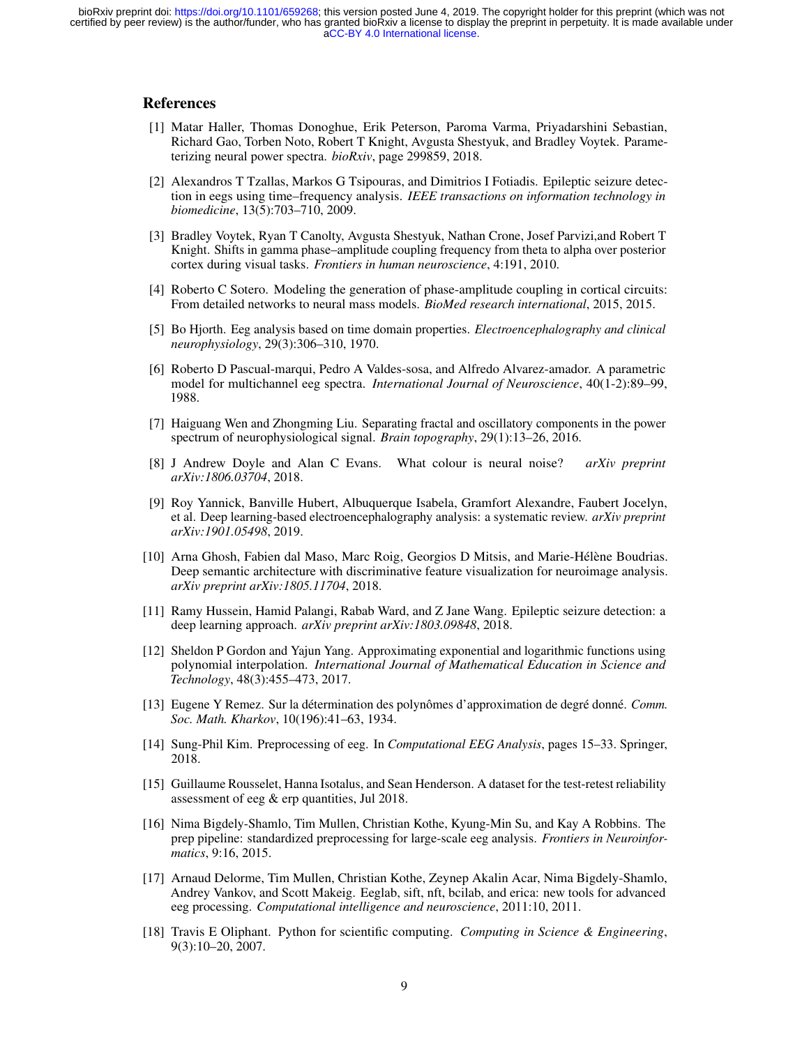## References

[1] Matar Haller, Thomas Donoghue, Erik Peterson, Paroma Varma, Priyadarshini Sebastian, Richard Gao, Torben Noto, Robert T Knight, Avgusta Shestyuk, and Bradley Voytek. Parameterizing neural power spectra. *bioRxiv*, page 299859, 2018.

[2] Alexandros T Tzallas, Markos G Tsipouras, and Dimitrios I Fotiadis. Epileptic seizure detection in eegs using time–frequency analysis. *IEEE transactions on information technology in biomedicine*, 13(5):703–710, 2009.

[3] Bradley Voytek, Ryan T Canolty, Avgusta Shestyuk, Nathan Crone, Josef Parvizi,and Robert T Knight. Shifts in gamma phase–amplitude coupling frequency from theta to alpha over posterior cortex during visual tasks. *Frontiers in human neuroscience*, 4:191, 2010.

[4] Roberto C Sotero. Modeling the generation of phase-amplitude coupling in cortical circuits: From detailed networks to neural mass models. *BioMed research international*, 2015, 2015.

[5] Bo Hjorth. Eeg analysis based on time domain properties. *Electroencephalography and clinical neurophysiology*, 29(3):306–310, 1970.

[6] Roberto D Pascual-marqui, Pedro A Valdes-sosa, and Alfredo Alvarez-amador. A parametric model for multichannel eeg spectra. *International Journal of Neuroscience*, 40(1-2):89–99, 1988.

[7] Haiguang Wen and Zhongming Liu. Separating fractal and oscillatory components in the power spectrum of neurophysiological signal. *Brain topography*, 29(1):13–26, 2016.

[8] J Andrew Doyle and Alan C Evans. What colour is neural noise? *arXiv preprint arXiv:1806.03704*, 2018.

[9] Roy Yannick, Banville Hubert, Albuquerque Isabela, Gramfort Alexandre, Faubert Jocelyn, et al. Deep learning-based electroencephalography analysis: a systematic review. *arXiv preprint arXiv:1901.05498*, 2019.

[10] Arna Ghosh, Fabien dal Maso, Marc Roig, Georgios D Mitsis, and Marie-Hélène Boudrias. Deep semantic architecture with discriminative feature visualization for neuroimage analysis. *arXiv preprint arXiv:1805.11704*, 2018.

[11] Ramy Hussein, Hamid Palangi, Rabab Ward, and Z Jane Wang. Epileptic seizure detection: a deep learning approach. *arXiv preprint arXiv:1803.09848*, 2018.

[12] Sheldon P Gordon and Yajun Yang. Approximating exponential and logarithmic functions using polynomial interpolation. *International Journal of Mathematical Education in Science and Technology*, 48(3):455–473, 2017.

[13] Eugene Y Remez. Sur la détermination des polynômes d'approximation de degré donné. *Comm. Soc. Math. Kharkov*, 10(196):41–63, 1934.

[14] Sung-Phil Kim. Preprocessing of eeg. In *Computational EEG Analysis*, pages 15–33. Springer, 2018.

[15] Guillaume Rousselet, Hanna Isotalus, and Sean Henderson. A dataset for the test-retest reliability assessment of eeg & erp quantities, Jul 2018.

[16] Nima Bigdely-Shamlo, Tim Mullen, Christian Kothe, Kyung-Min Su, and Kay A Robbins. The prep pipeline: standardized preprocessing for large-scale eeg analysis. *Frontiers in Neuroinformatics*, 9:16, 2015.

[17] Arnaud Delorme, Tim Mullen, Christian Kothe, Zeynep Akalin Acar, Nima Bigdely-Shamlo, Andrey Vankov, and Scott Makeig. Eeglab, sift, nft, bcilab, and erica: new tools for advanced eeg processing. *Computational intelligence and neuroscience*, 2011:10, 2011.

[18] Travis E Oliphant. Python for scientific computing. *Computing in Science & Engineering*, 9(3):10–20, 2007.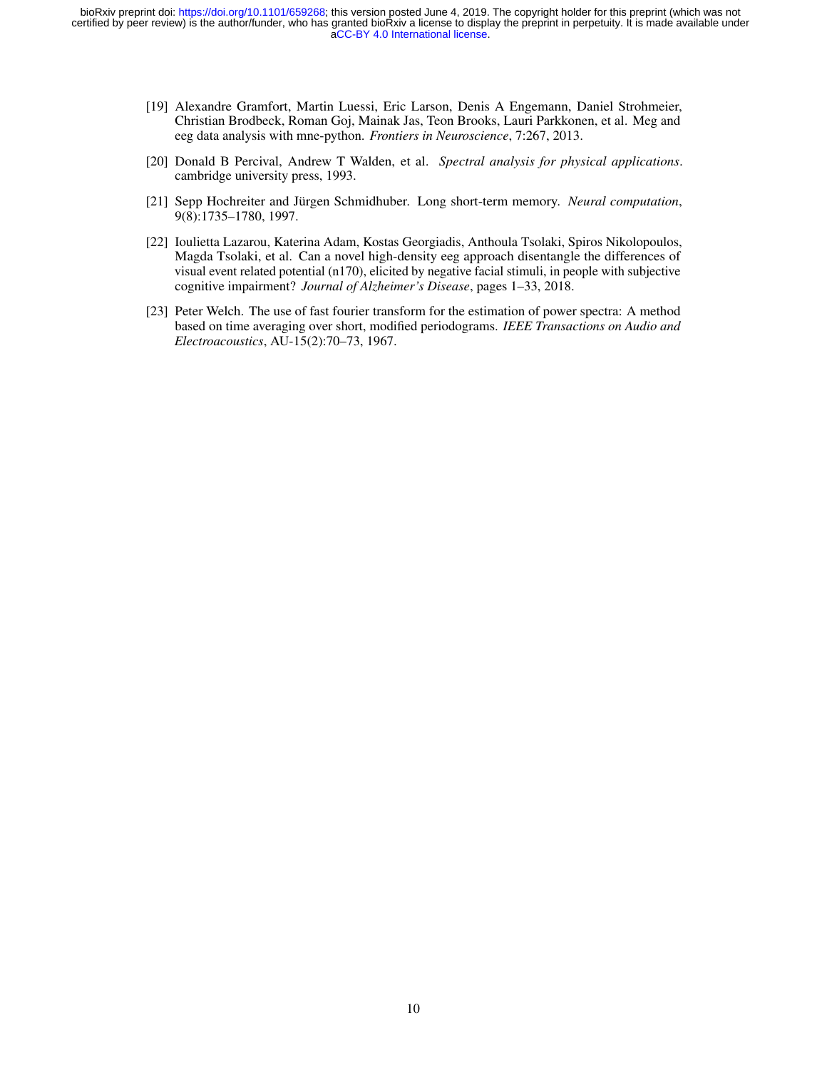[19] Alexandre Gramfort, Martin Luessi, Eric Larson, Denis A Engemann, Daniel Strohmeier, Christian Brodbeck, Roman Goj, Mainak Jas, Teon Brooks, Lauri Parkkonen, et al. Meg and eeg data analysis with mne-python. *Frontiers in Neuroscience*, 7:267, 2013.

[20] Donald B Percival, Andrew T Walden, et al. *Spectral analysis for physical applications*. cambridge university press, 1993.

[21] Sepp Hochreiter and Jürgen Schmidhuber. Long short-term memory. *Neural computation*, 9(8):1735–1780, 1997.

[22] Ioulietta Lazarou, Katerina Adam, Kostas Georgiadis, Anthoula Tsolaki, Spiros Nikolopoulos, Magda Tsolaki, et al. Can a novel high-density eeg approach disentangle the differences of visual event related potential (n170), elicited by negative facial stimuli, in people with subjective cognitive impairment? *Journal of Alzheimer's Disease*, pages 1–33, 2018.

[23] Peter Welch. The use of fast fourier transform for the estimation of power spectra: A method based on time averaging over short, modified periodograms. *IEEE Transactions on Audio and Electroacoustics*, AU-15(2):70–73, 1967.